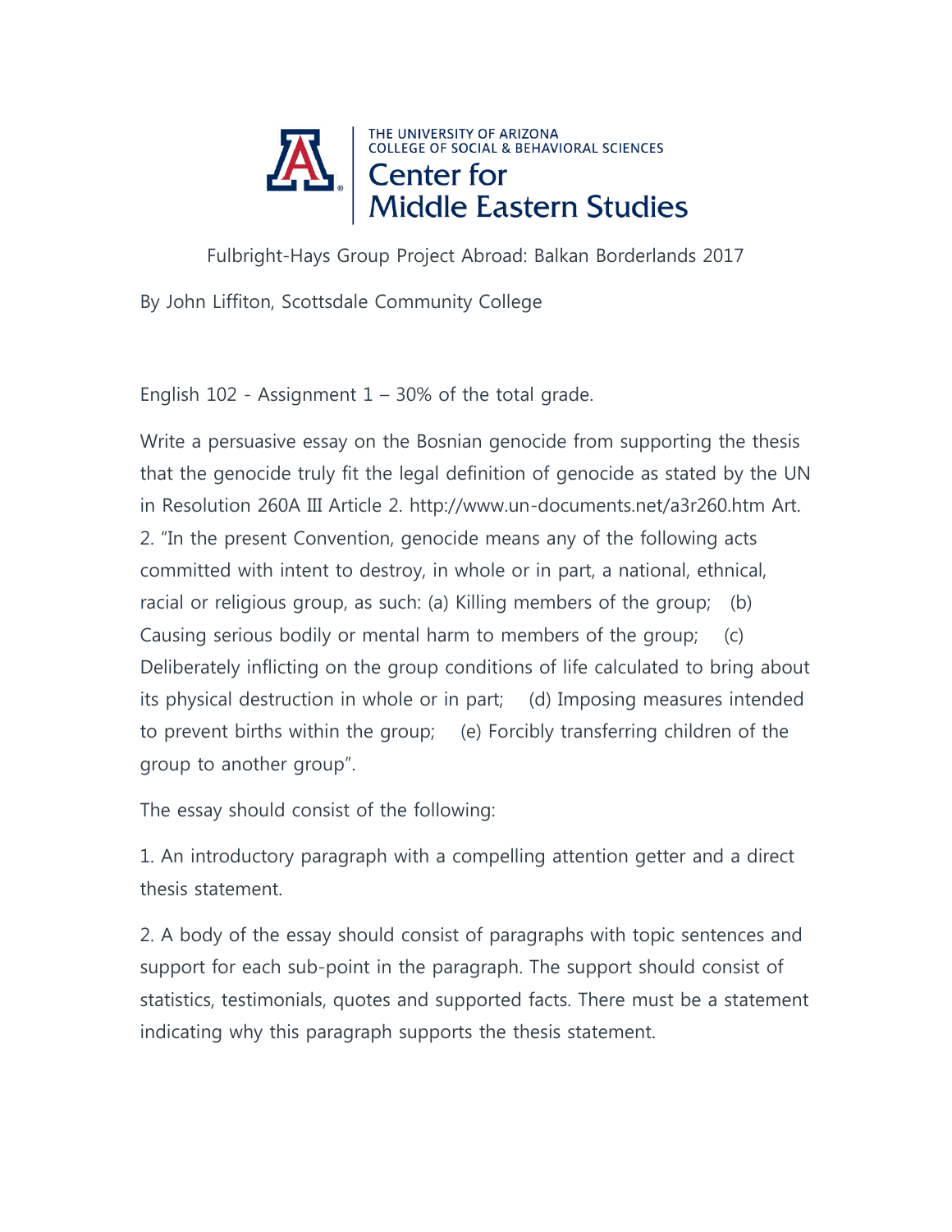THE UNIVERSITY OF ARIZONA
COLLEGE OF SOCIAL & BEHAVIORAL SCIENCES
Center for
Middle Eastern Studies

Fulbright-Hays Group Project Abroad: Balkan Borderlands 2017

By John Liffiton, Scottsdale Community College

English 102 - Assignment 1 – 30% of the total grade.

Write a persuasive essay on the Bosnian genocide from supporting the thesis that the genocide truly fit the legal definition of genocide as stated by the UN in Resolution 260A III Article 2. http://www.un-documents.net/a3r260.htm Art. 2. "In the present Convention, genocide means any of the following acts committed with intent to destroy, in whole or in part, a national, ethnical, racial or religious group, as such: (a) Killing members of the group; (b) Causing serious bodily or mental harm to members of the group; (c) Deliberately inflicting on the group conditions of life calculated to bring about its physical destruction in whole or in part; (d) Imposing measures intended to prevent births within the group; (e) Forcibly transferring children of the group to another group".

The essay should consist of the following:

1. An introductory paragraph with a compelling attention getter and a direct thesis statement.

2. A body of the essay should consist of paragraphs with topic sentences and support for each sub-point in the paragraph. The support should consist of statistics, testimonials, quotes and supported facts. There must be a statement indicating why this paragraph supports the thesis statement.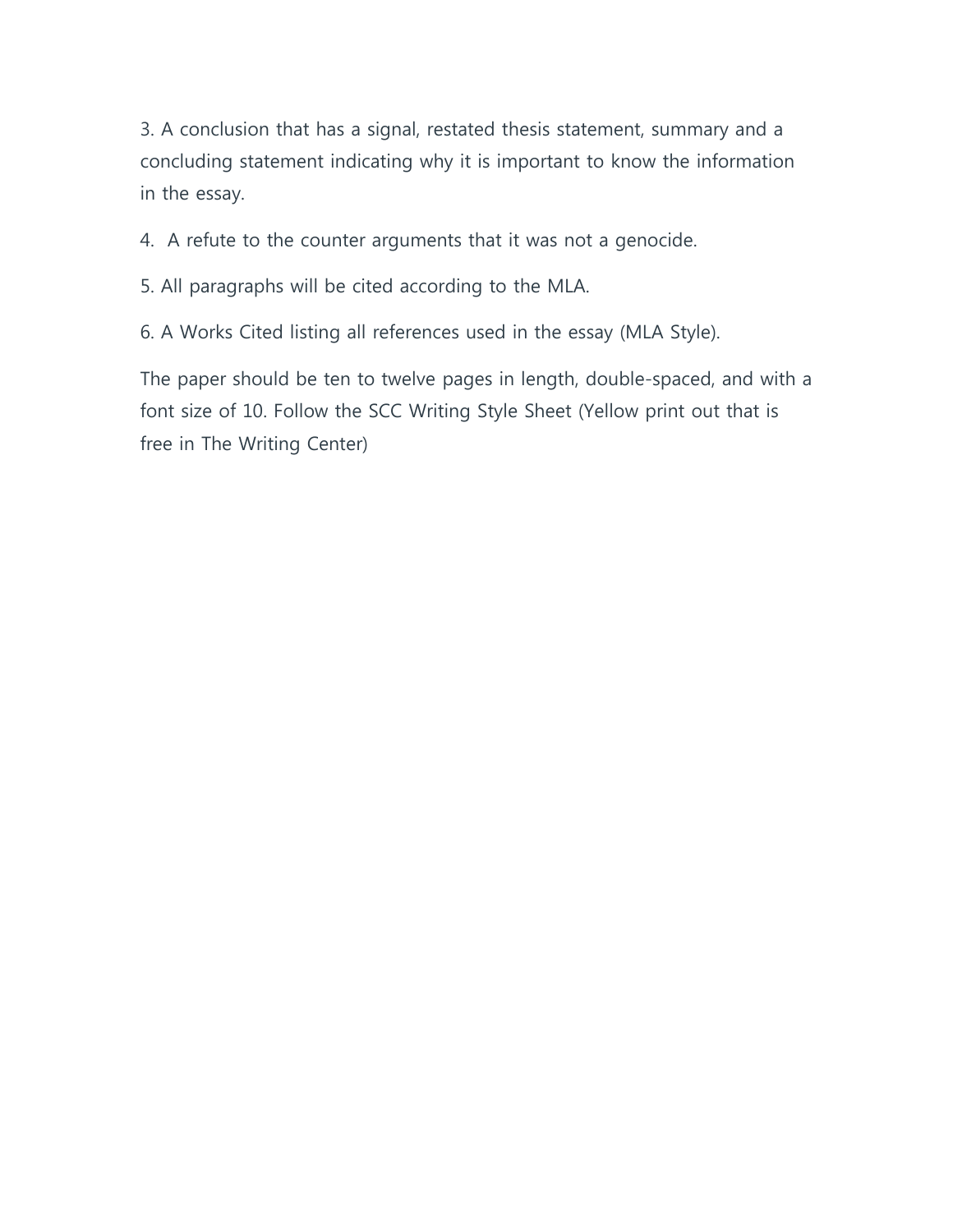3. A conclusion that has a signal, restated thesis statement, summary and a concluding statement indicating why it is important to know the information in the essay.

4. A refute to the counter arguments that it was not a genocide.

5. All paragraphs will be cited according to the MLA.

6. A Works Cited listing all references used in the essay (MLA Style).

The paper should be ten to twelve pages in length, double-spaced, and with a font size of 10. Follow the SCC Writing Style Sheet (Yellow print out that is free in The Writing Center)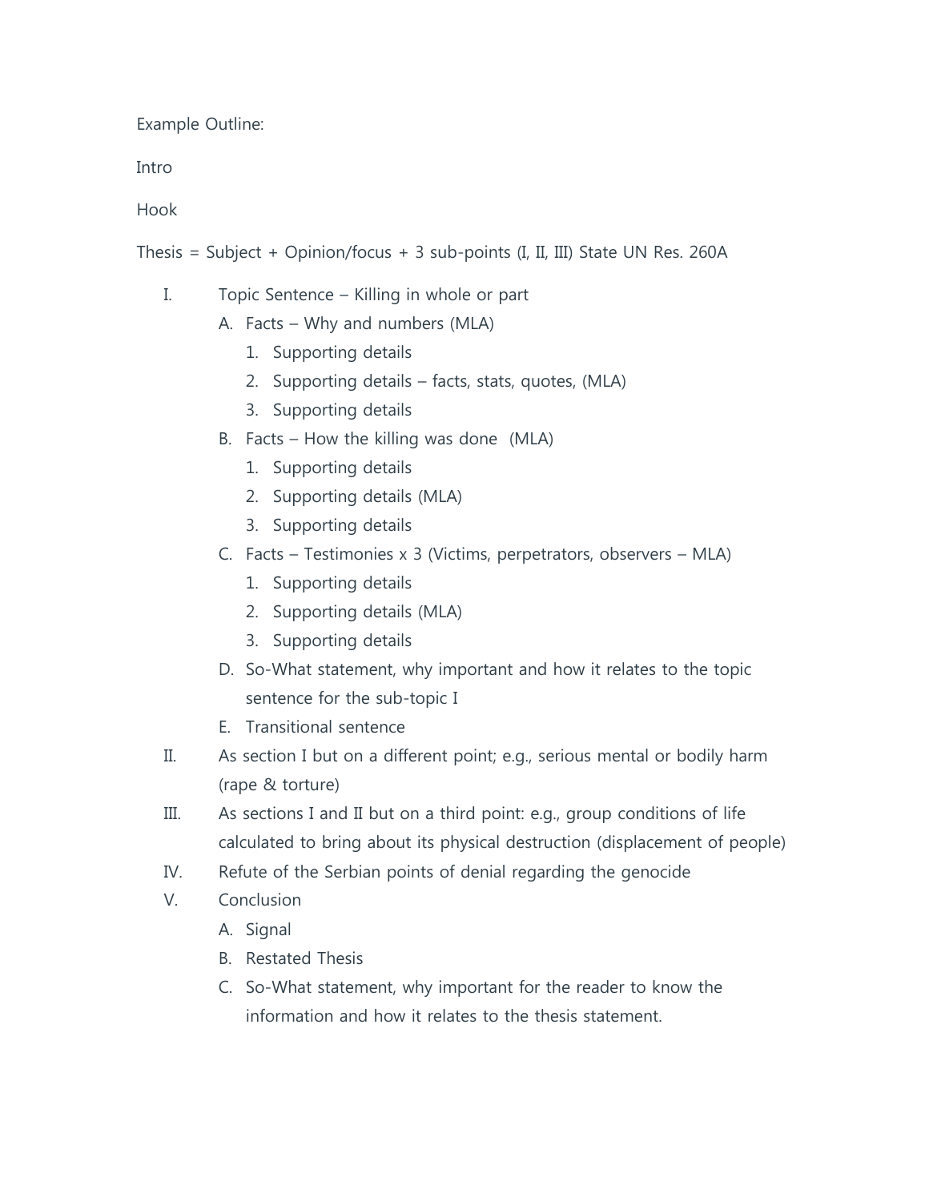Example Outline:

Intro

Hook

Thesis = Subject + Opinion/focus + 3 sub-points (I, II, III) State UN Res. 260A

I. Topic Sentence – Killing in whole or part
    A. Facts – Why and numbers (MLA)
        1. Supporting details
        2. Supporting details – facts, stats, quotes, (MLA)
        3. Supporting details
    B. Facts – How the killing was done (MLA)
        1. Supporting details
        2. Supporting details (MLA)
        3. Supporting details
    C. Facts – Testimonies x 3 (Victims, perpetrators, observers – MLA)
        1. Supporting details
        2. Supporting details (MLA)
        3. Supporting details
    D. So-What statement, why important and how it relates to the topic sentence for the sub-topic I
    E. Transitional sentence

II. As section I but on a different point; e.g., serious mental or bodily harm (rape & torture)

III. As sections I and II but on a third point: e.g., group conditions of life calculated to bring about its physical destruction (displacement of people)

IV. Refute of the Serbian points of denial regarding the genocide

V. Conclusion
    A. Signal
    B. Restated Thesis
    C. So-What statement, why important for the reader to know the information and how it relates to the thesis statement.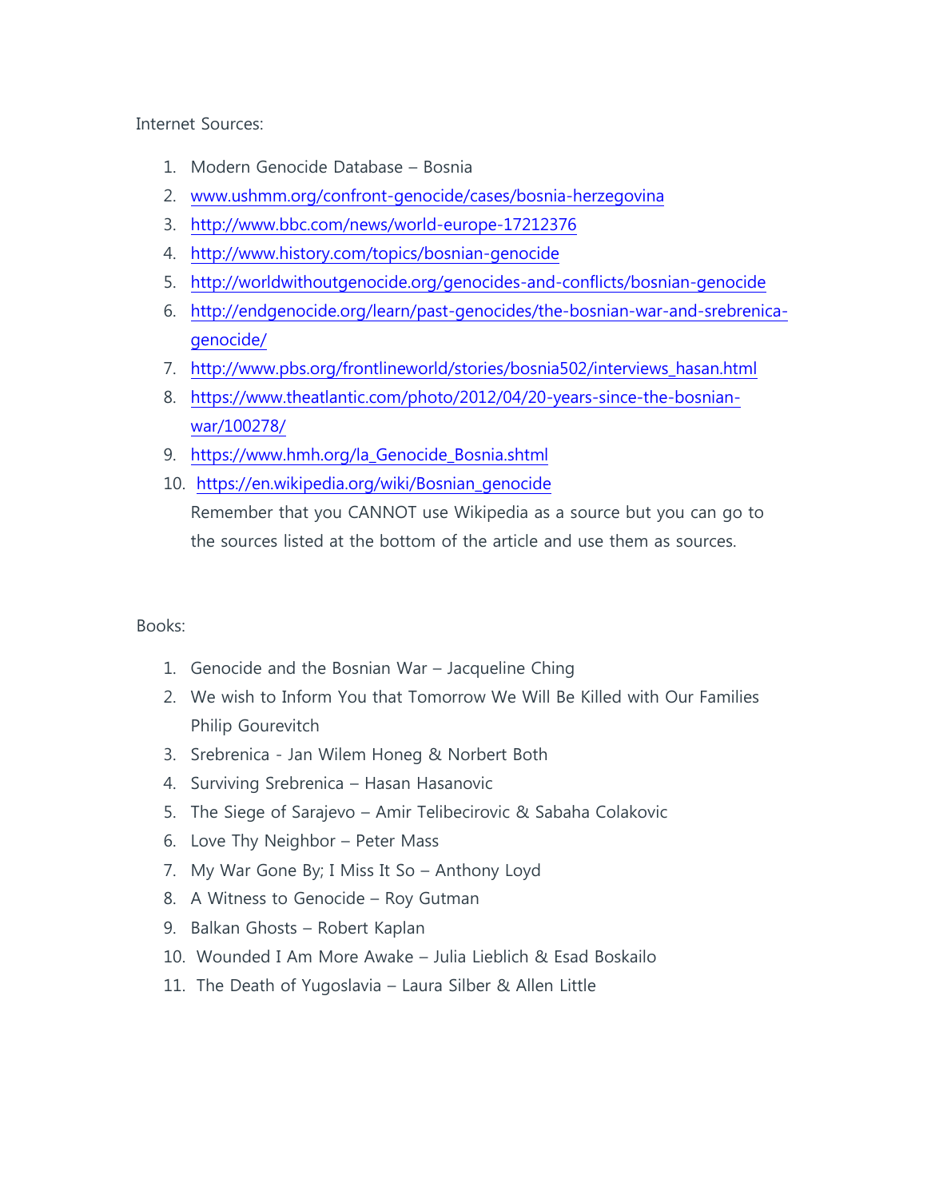Internet Sources:

1. Modern Genocide Database – Bosnia
2. www.ushmm.org/confront-genocide/cases/bosnia-herzegovina
3. http://www.bbc.com/news/world-europe-17212376
4. http://www.history.com/topics/bosnian-genocide
5. http://worldwithoutgenocide.org/genocides-and-conflicts/bosnian-genocide
6. http://endgenocide.org/learn/past-genocides/the-bosnian-war-and-srebrenica-genocide/
7. http://www.pbs.org/frontlineworld/stories/bosnia502/interviews_hasan.html
8. https://www.theatlantic.com/photo/2012/04/20-years-since-the-bosnian-war/100278/
9. https://www.hmh.org/la_Genocide_Bosnia.shtml
10. https://en.wikipedia.org/wiki/Bosnian_genocide
    Remember that you CANNOT use Wikipedia as a source but you can go to the sources listed at the bottom of the article and use them as sources.

Books:

1. Genocide and the Bosnian War – Jacqueline Ching
2. We wish to Inform You that Tomorrow We Will Be Killed with Our Families Philip Gourevitch
3. Srebrenica - Jan Wilem Honeg & Norbert Both
4. Surviving Srebrenica – Hasan Hasanovic
5. The Siege of Sarajevo – Amir Telibecirovic & Sabaha Colakovic
6. Love Thy Neighbor – Peter Mass
7. My War Gone By; I Miss It So – Anthony Loyd
8. A Witness to Genocide – Roy Gutman
9. Balkan Ghosts – Robert Kaplan
10. Wounded I Am More Awake – Julia Lieblich & Esad Boskailo
11. The Death of Yugoslavia – Laura Silber & Allen Little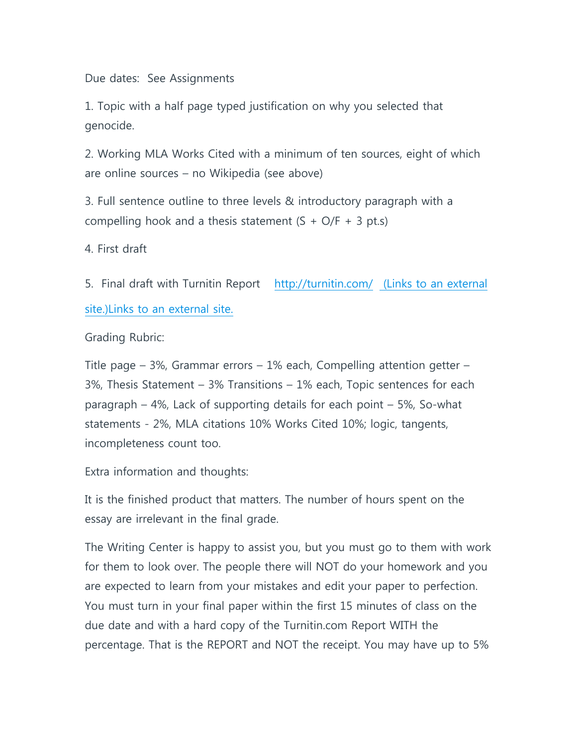Due dates: See Assignments

1. Topic with a half page typed justification on why you selected that genocide.

2. Working MLA Works Cited with a minimum of ten sources, eight of which are online sources – no Wikipedia (see above)

3. Full sentence outline to three levels & introductory paragraph with a compelling hook and a thesis statement (S + O/F + 3 pt.s)

4. First draft

5. Final draft with Turnitin Report [http://turnitin.com/](http://turnitin.com/) (Links to an external site.)Links to an external site.

Grading Rubric:

Title page – 3%, Grammar errors – 1% each, Compelling attention getter – 3%, Thesis Statement – 3% Transitions – 1% each, Topic sentences for each paragraph – 4%, Lack of supporting details for each point – 5%, So-what statements - 2%, MLA citations 10% Works Cited 10%; logic, tangents, incompleteness count too.

Extra information and thoughts:

It is the finished product that matters. The number of hours spent on the essay are irrelevant in the final grade.

The Writing Center is happy to assist you, but you must go to them with work for them to look over. The people there will NOT do your homework and you are expected to learn from your mistakes and edit your paper to perfection. You must turn in your final paper within the first 15 minutes of class on the due date and with a hard copy of the Turnitin.com Report WITH the percentage. That is the REPORT and NOT the receipt. You may have up to 5%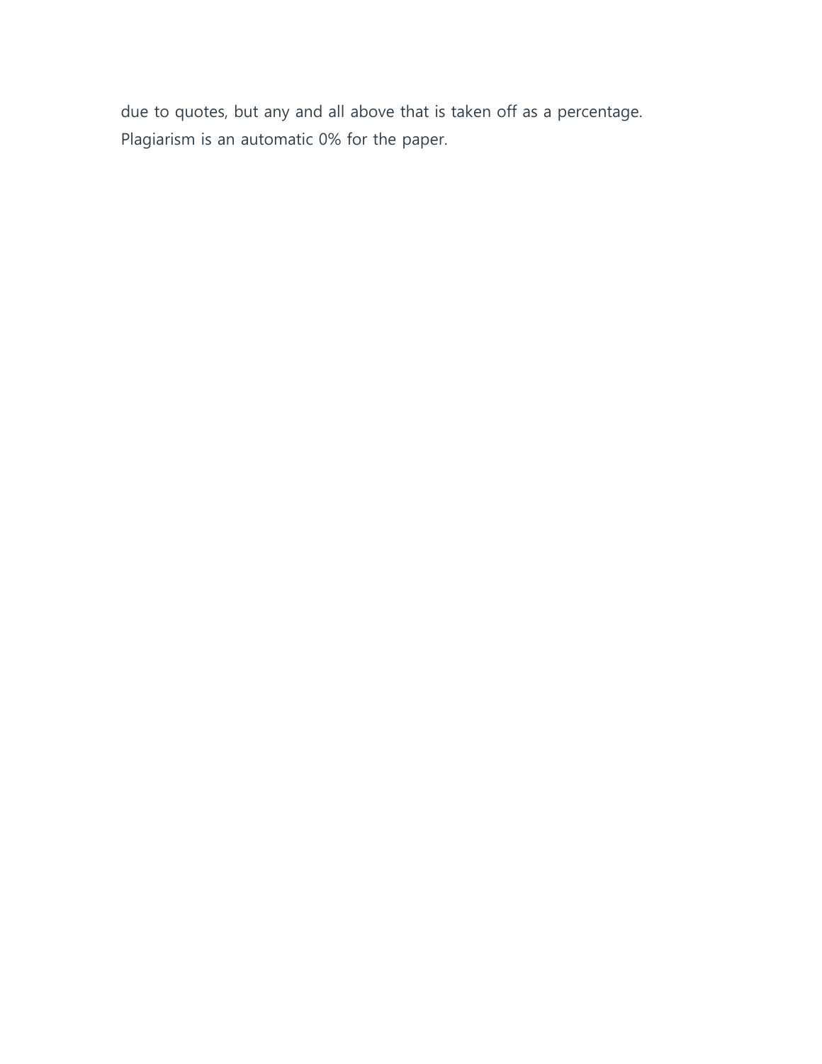due to quotes, but any and all above that is taken off as a percentage. Plagiarism is an automatic 0% for the paper.